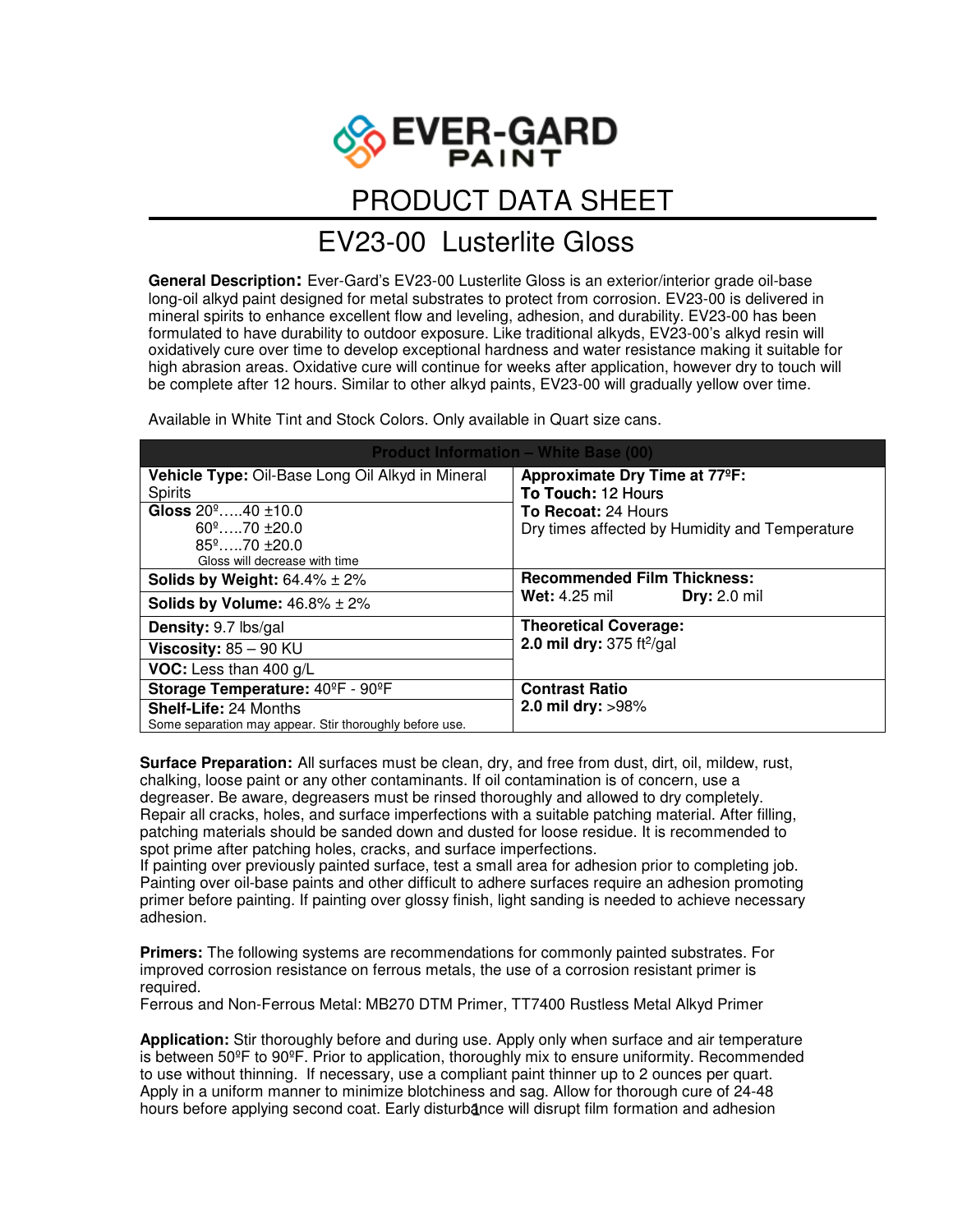# EVER-GARD PAINT

## PRODUCT DATA SHEET

# EV23-00 Lusterlite Gloss

**General Description:** Ever-Gard's EV23-00 Lusterlite Gloss is an exterior/interior grade oil-base long-oil alkyd paint designed for metal substrates to protect from corrosion. EV23-00 is delivered in mineral spirits to enhance excellent flow and leveling, adhesion, and durability. EV23-00 has been formulated to have durability to outdoor exposure. Like traditional alkyds, EV23-00's alkyd resin will oxidatively cure over time to develop exceptional hardness and water resistance making it suitable for high abrasion areas. Oxidative cure will continue for weeks after application, however dry to touch will be complete after 12 hours. Similar to other alkyd paints, EV23-00 will gradually yellow over time.

Available in White Tint and Stock Colors. Only available in Quart size cans.

| Product Information – White Base (00) | |
|---|---|
| **Vehicle Type:** Oil-Base Long Oil Alkyd in Mineral Spirits | **Approximate Dry Time at 77ºF:**<br>**To Touch:** 12 Hours<br>**To Recoat:** 24 Hours<br>Dry times affected by Humidity and Temperature |
| **Gloss** 20º…..40 ±10.0<br>60º…..70 ±20.0<br>85º…..70 ±20.0<br>Gloss will decrease with time | |
| **Solids by Weight:** 64.4% ± 2% | **Recommended Film Thickness:**<br>**Wet:** 4.25 mil **Dry:** 2.0 mil |
| **Solids by Volume:** 46.8% ± 2% | |
| **Density:** 9.7 lbs/gal | **Theoretical Coverage:**<br>**2.0 mil dry:** 375 ft²/gal |
| **Viscosity:** 85 – 90 KU | |
| **VOC:** Less than 400 g/L | |
| **Storage Temperature:** 40ºF - 90ºF | **Contrast Ratio**<br>**2.0 mil dry:** >98% |
| **Shelf-Life:** 24 Months<br>Some separation may appear. Stir thoroughly before use. | |

**Surface Preparation:** All surfaces must be clean, dry, and free from dust, dirt, oil, mildew, rust, chalking, loose paint or any other contaminants. If oil contamination is of concern, use a degreaser. Be aware, degreasers must be rinsed thoroughly and allowed to dry completely. Repair all cracks, holes, and surface imperfections with a suitable patching material. After filling, patching materials should be sanded down and dusted for loose residue. It is recommended to spot prime after patching holes, cracks, and surface imperfections.
If painting over previously painted surface, test a small area for adhesion prior to completing job. Painting over oil-base paints and other difficult to adhere surfaces require an adhesion promoting primer before painting. If painting over glossy finish, light sanding is needed to achieve necessary adhesion.

**Primers:** The following systems are recommendations for commonly painted substrates. For improved corrosion resistance on ferrous metals, the use of a corrosion resistant primer is required.
Ferrous and Non-Ferrous Metal: MB270 DTM Primer, TT7400 Rustless Metal Alkyd Primer

**Application:** Stir thoroughly before and during use. Apply only when surface and air temperature is between 50ºF to 90ºF. Prior to application, thoroughly mix to ensure uniformity. Recommended to use without thinning. If necessary, use a compliant paint thinner up to 2 ounces per quart. Apply in a uniform manner to minimize blotchiness and sag. Allow for thorough cure of 24-48 hours before applying second coat. Early disturbance will disrupt film formation and adhesion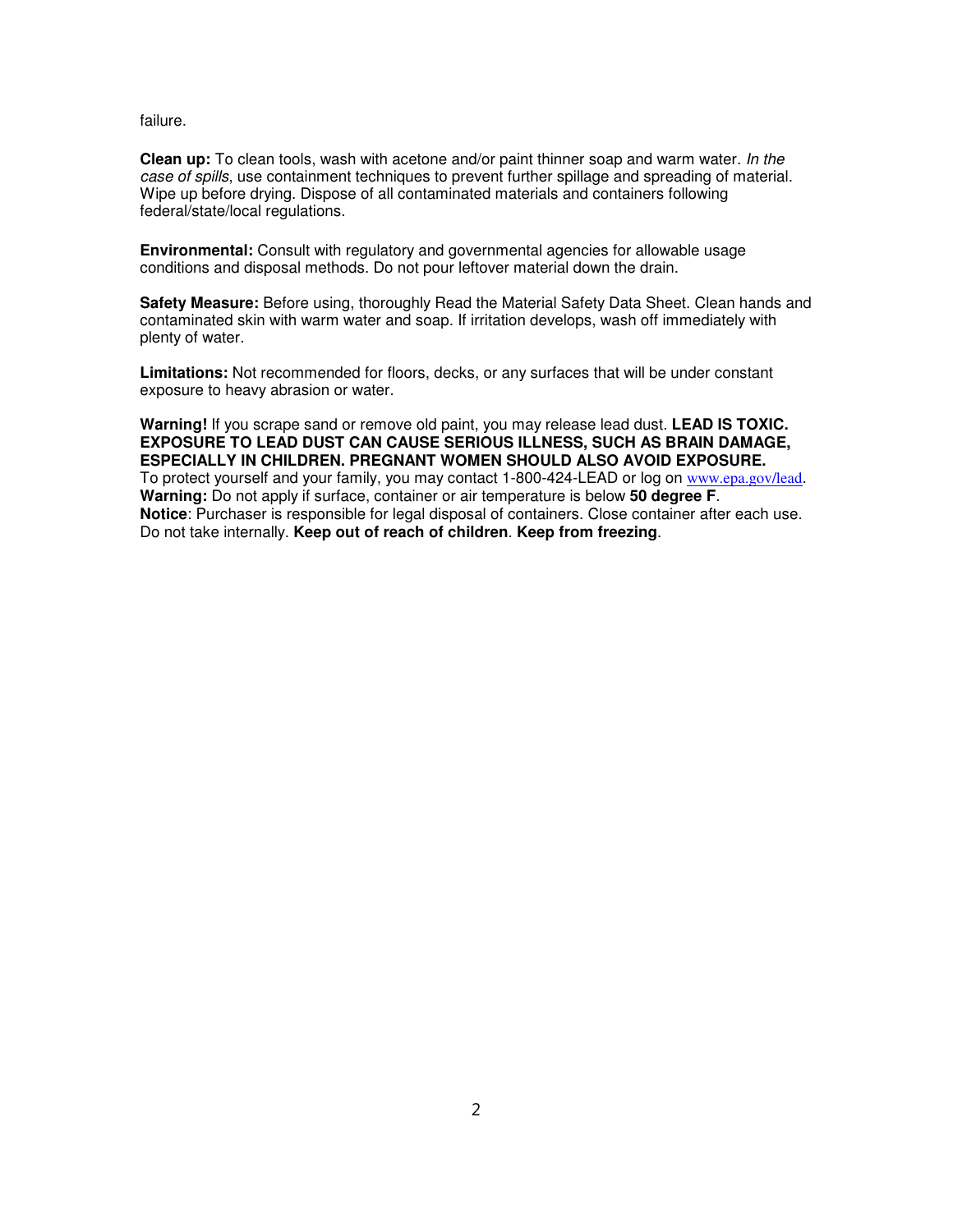failure.

**Clean up:** To clean tools, wash with acetone and/or paint thinner soap and warm water. *In the case of spills*, use containment techniques to prevent further spillage and spreading of material. Wipe up before drying. Dispose of all contaminated materials and containers following federal/state/local regulations.

**Environmental:** Consult with regulatory and governmental agencies for allowable usage conditions and disposal methods. Do not pour leftover material down the drain.

**Safety Measure:** Before using, thoroughly Read the Material Safety Data Sheet. Clean hands and contaminated skin with warm water and soap. If irritation develops, wash off immediately with plenty of water.

**Limitations:** Not recommended for floors, decks, or any surfaces that will be under constant exposure to heavy abrasion or water.

**Warning!** If you scrape sand or remove old paint, you may release lead dust. **LEAD IS TOXIC. EXPOSURE TO LEAD DUST CAN CAUSE SERIOUS ILLNESS, SUCH AS BRAIN DAMAGE, ESPECIALLY IN CHILDREN. PREGNANT WOMEN SHOULD ALSO AVOID EXPOSURE.**
To protect yourself and your family, you may contact 1-800-424-LEAD or log on www.epa.gov/lead.
**Warning:** Do not apply if surface, container or air temperature is below **50 degree F**.
**Notice**: Purchaser is responsible for legal disposal of containers. Close container after each use. Do not take internally. **Keep out of reach of children**. **Keep from freezing**.